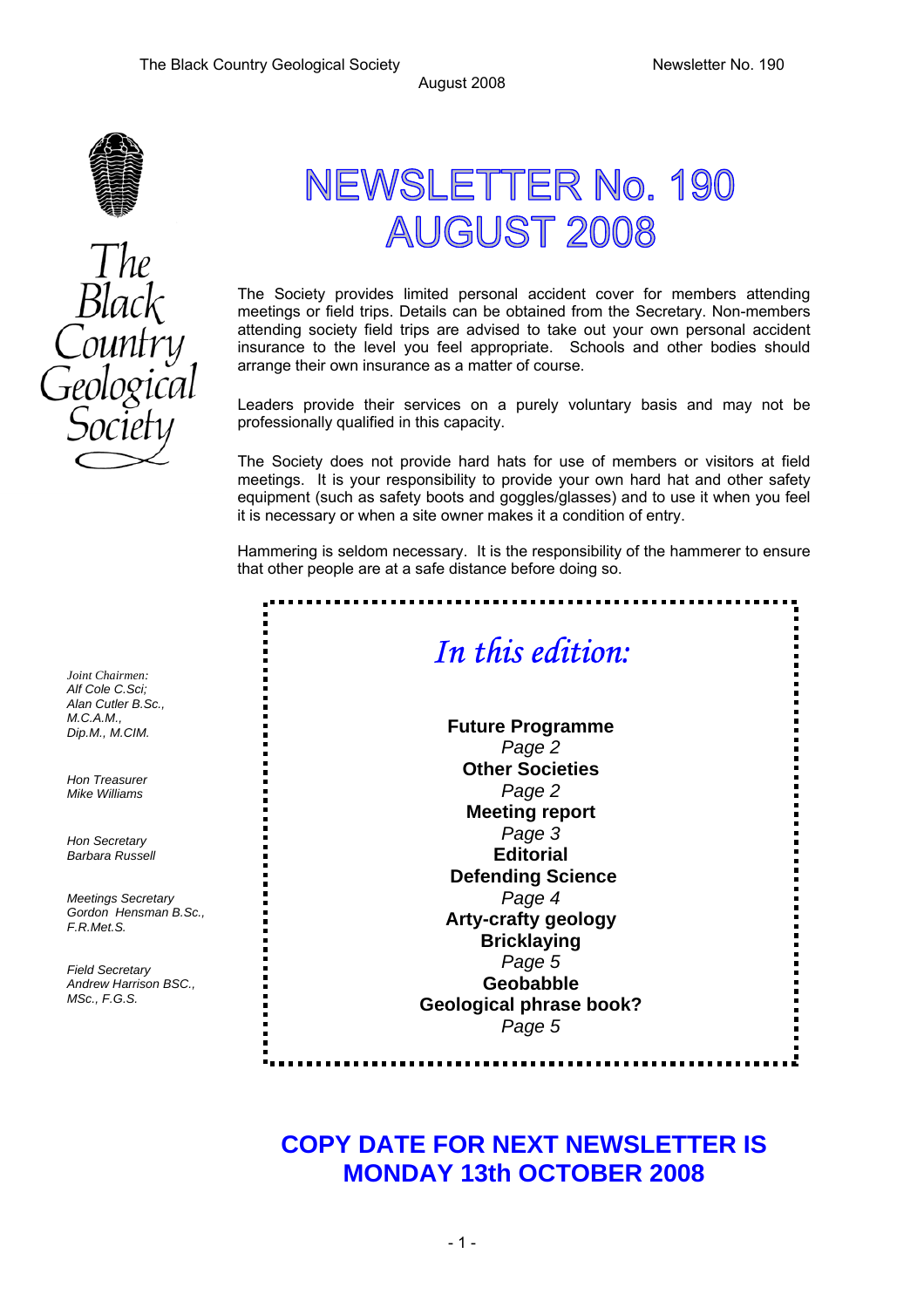The Black Country Geological Society

Newsletter No. 190

August 2008

# NEWSLETTER No. 190 AUGUST 2008

The Black Country Geological Society

*Joint Chairmen:*
*Alf Cole C.Sci;*
*Alan Cutler B.Sc., M.C.A.M., Dip.M., M.CIM.*

*Hon Treasurer*
*Mike Williams*

*Hon Secretary*
*Barbara Russell*

*Meetings Secretary*
*Gordon Hensman B.Sc., F.R.Met.S.*

*Field Secretary*
*Andrew Harrison BSC., MSc., F.G.S.*

The Society provides limited personal accident cover for members attending meetings or field trips. Details can be obtained from the Secretary. Non-members attending society field trips are advised to take out your own personal accident insurance to the level you feel appropriate. Schools and other bodies should arrange their own insurance as a matter of course.

Leaders provide their services on a purely voluntary basis and may not be professionally qualified in this capacity.

The Society does not provide hard hats for use of members or visitors at field meetings. It is your responsibility to provide your own hard hat and other safety equipment (such as safety boots and goggles/glasses) and to use it when you feel it is necessary or when a site owner makes it a condition of entry.

Hammering is seldom necessary. It is the responsibility of the hammerer to ensure that other people are at a safe distance before doing so.

## *In this edition:*

**Future Programme**
*Page 2*
**Other Societies**
*Page 2*
**Meeting report**
*Page 3*
**Editorial**
**Defending Science**
*Page 4*
**Arty-crafty geology**
**Bricklaying**
*Page 5*
**Geobabble**
**Geological phrase book?**
*Page 5*

## COPY DATE FOR NEXT NEWSLETTER IS MONDAY 13th OCTOBER 2008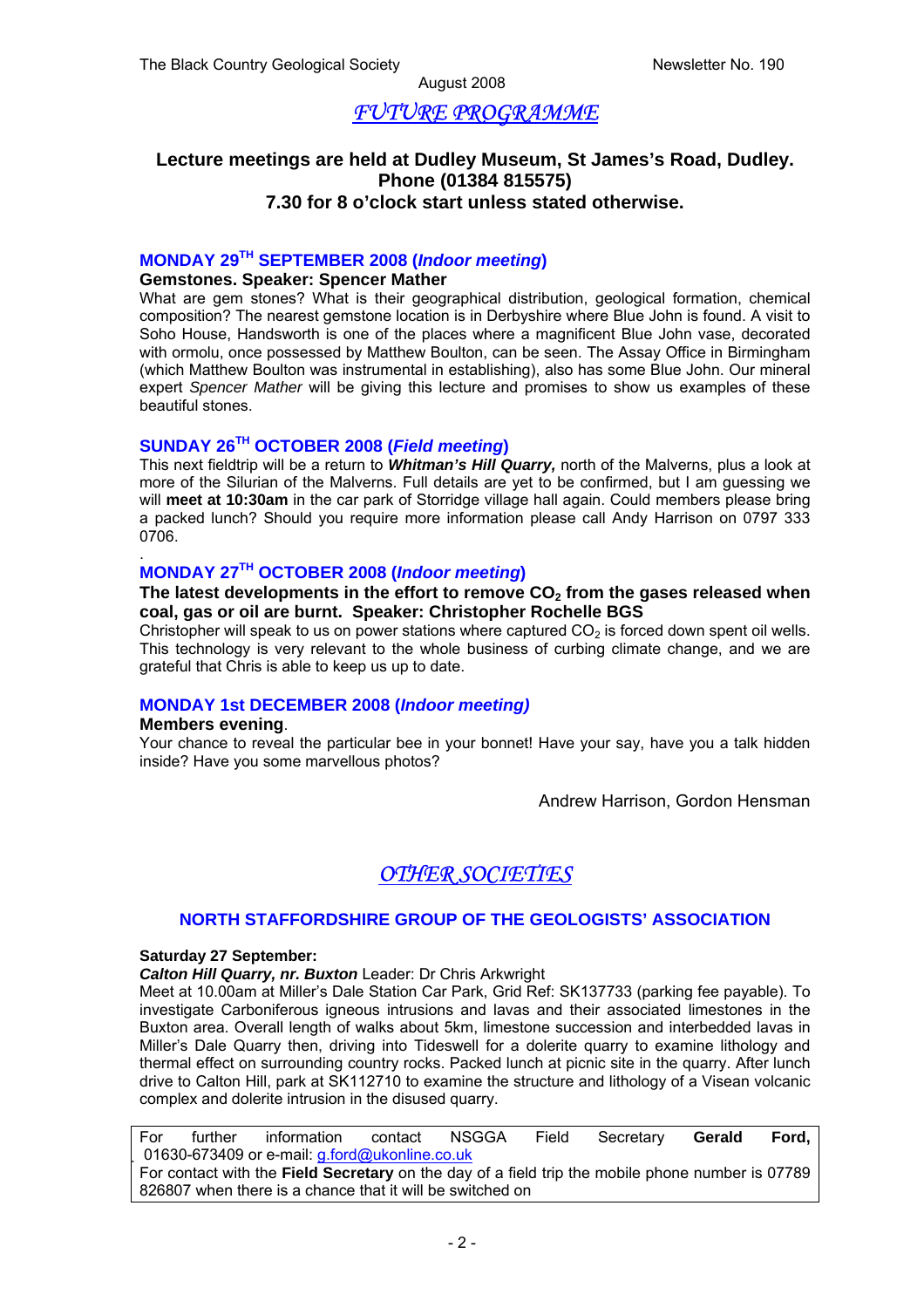# *FUTURE PROGRAMME*

**Lecture meetings are held at Dudley Museum, St James's Road, Dudley. Phone (01384 815575)**
**7.30 for 8 o'clock start unless stated otherwise.**

## MONDAY 29TH SEPTEMBER 2008 (*Indoor meeting*)

**Gemstones. Speaker: Spencer Mather**

What are gem stones? What is their geographical distribution, geological formation, chemical composition? The nearest gemstone location is in Derbyshire where Blue John is found. A visit to Soho House, Handsworth is one of the places where a magnificent Blue John vase, decorated with ormolu, once possessed by Matthew Boulton, can be seen. The Assay Office in Birmingham (which Matthew Boulton was instrumental in establishing), also has some Blue John. Our mineral expert *Spencer Mather* will be giving this lecture and promises to show us examples of these beautiful stones.

## SUNDAY 26TH OCTOBER 2008 (*Field meeting*)

This next fieldtrip will be a return to ***Whitman's Hill Quarry,*** north of the Malverns, plus a look at more of the Silurian of the Malverns. Full details are yet to be confirmed, but I am guessing we will **meet at 10:30am** in the car park of Storridge village hall again. Could members please bring a packed lunch? Should you require more information please call Andy Harrison on 0797 333 0706.

## MONDAY 27TH OCTOBER 2008 (*Indoor meeting*)

**The latest developments in the effort to remove $CO_2$ from the gases released when coal, gas or oil are burnt. Speaker: Christopher Rochelle BGS**

Christopher will speak to us on power stations where captured $CO_2$ is forced down spent oil wells. This technology is very relevant to the whole business of curbing climate change, and we are grateful that Chris is able to keep us up to date.

## MONDAY 1st DECEMBER 2008 (*Indoor meeting)*

**Members evening**.

Your chance to reveal the particular bee in your bonnet! Have your say, have you a talk hidden inside? Have you some marvellous photos?

Andrew Harrison, Gordon Hensman

# *OTHER SOCIETIES*

## NORTH STAFFORDSHIRE GROUP OF THE GEOLOGISTS' ASSOCIATION

**Saturday 27 September:**

***Calton Hill Quarry, nr. Buxton*** Leader: Dr Chris Arkwright

Meet at 10.00am at Miller's Dale Station Car Park, Grid Ref: SK137733 (parking fee payable). To investigate Carboniferous igneous intrusions and lavas and their associated limestones in the Buxton area. Overall length of walks about 5km, limestone succession and interbedded lavas in Miller's Dale Quarry then, driving into Tideswell for a dolerite quarry to examine lithology and thermal effect on surrounding country rocks. Packed lunch at picnic site in the quarry. After lunch drive to Calton Hill, park at SK112710 to examine the structure and lithology of a Visean volcanic complex and dolerite intrusion in the disused quarry.

For further information contact NSGGA Field Secretary **Gerald Ford,** 01630-673409 or e-mail: g.ford@ukonline.co.uk
For contact with the **Field Secretary** on the day of a field trip the mobile phone number is 07789 826807 when there is a chance that it will be switched on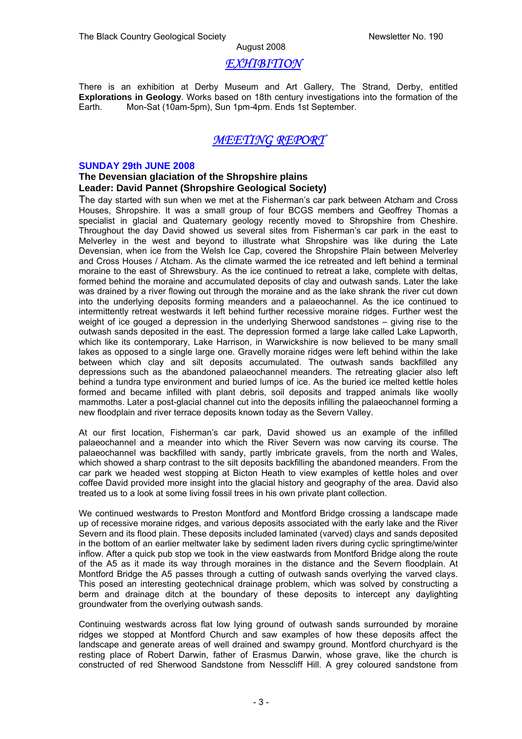August 2008

## *EXHIBITION*

There is an exhibition at Derby Museum and Art Gallery, The Strand, Derby, entitled **Explorations in Geology**. Works based on 18th century investigations into the formation of the Earth. Mon-Sat (10am-5pm), Sun 1pm-4pm. Ends 1st September.

## *MEETING REPORT*

### SUNDAY 29th JUNE 2008

**The Devensian glaciation of the Shropshire plains**
**Leader: David Pannet (Shropshire Geological Society)**

The day started with sun when we met at the Fisherman's car park between Atcham and Cross Houses, Shropshire. It was a small group of four BCGS members and Geoffrey Thomas a specialist in glacial and Quaternary geology recently moved to Shropshire from Cheshire. Throughout the day David showed us several sites from Fisherman's car park in the east to Melverley in the west and beyond to illustrate what Shropshire was like during the Late Devensian, when ice from the Welsh Ice Cap, covered the Shropshire Plain between Melverley and Cross Houses / Atcham. As the climate warmed the ice retreated and left behind a terminal moraine to the east of Shrewsbury. As the ice continued to retreat a lake, complete with deltas, formed behind the moraine and accumulated deposits of clay and outwash sands. Later the lake was drained by a river flowing out through the moraine and as the lake shrank the river cut down into the underlying deposits forming meanders and a palaeochannel. As the ice continued to intermittently retreat westwards it left behind further recessive moraine ridges. Further west the weight of ice gouged a depression in the underlying Sherwood sandstones – giving rise to the outwash sands deposited in the east. The depression formed a large lake called Lake Lapworth, which like its contemporary, Lake Harrison, in Warwickshire is now believed to be many small lakes as opposed to a single large one. Gravelly moraine ridges were left behind within the lake between which clay and silt deposits accumulated. The outwash sands backfilled any depressions such as the abandoned palaeochannel meanders. The retreating glacier also left behind a tundra type environment and buried lumps of ice. As the buried ice melted kettle holes formed and became infilled with plant debris, soil deposits and trapped animals like woolly mammoths. Later a post-glacial channel cut into the deposits infilling the palaeochannel forming a new floodplain and river terrace deposits known today as the Severn Valley.

At our first location, Fisherman's car park, David showed us an example of the infilled palaeochannel and a meander into which the River Severn was now carving its course. The palaeochannel was backfilled with sandy, partly imbricate gravels, from the north and Wales, which showed a sharp contrast to the silt deposits backfilling the abandoned meanders. From the car park we headed west stopping at Bicton Heath to view examples of kettle holes and over coffee David provided more insight into the glacial history and geography of the area. David also treated us to a look at some living fossil trees in his own private plant collection.

We continued westwards to Preston Montford and Montford Bridge crossing a landscape made up of recessive moraine ridges, and various deposits associated with the early lake and the River Severn and its flood plain. These deposits included laminated (varved) clays and sands deposited in the bottom of an earlier meltwater lake by sediment laden rivers during cyclic springtime/winter inflow. After a quick pub stop we took in the view eastwards from Montford Bridge along the route of the A5 as it made its way through moraines in the distance and the Severn floodplain. At Montford Bridge the A5 passes through a cutting of outwash sands overlying the varved clays. This posed an interesting geotechnical drainage problem, which was solved by constructing a berm and drainage ditch at the boundary of these deposits to intercept any daylighting groundwater from the overlying outwash sands.

Continuing westwards across flat low lying ground of outwash sands surrounded by moraine ridges we stopped at Montford Church and saw examples of how these deposits affect the landscape and generate areas of well drained and swampy ground. Montford churchyard is the resting place of Robert Darwin, father of Erasmus Darwin, whose grave, like the church is constructed of red Sherwood Sandstone from Nesscliff Hill. A grey coloured sandstone from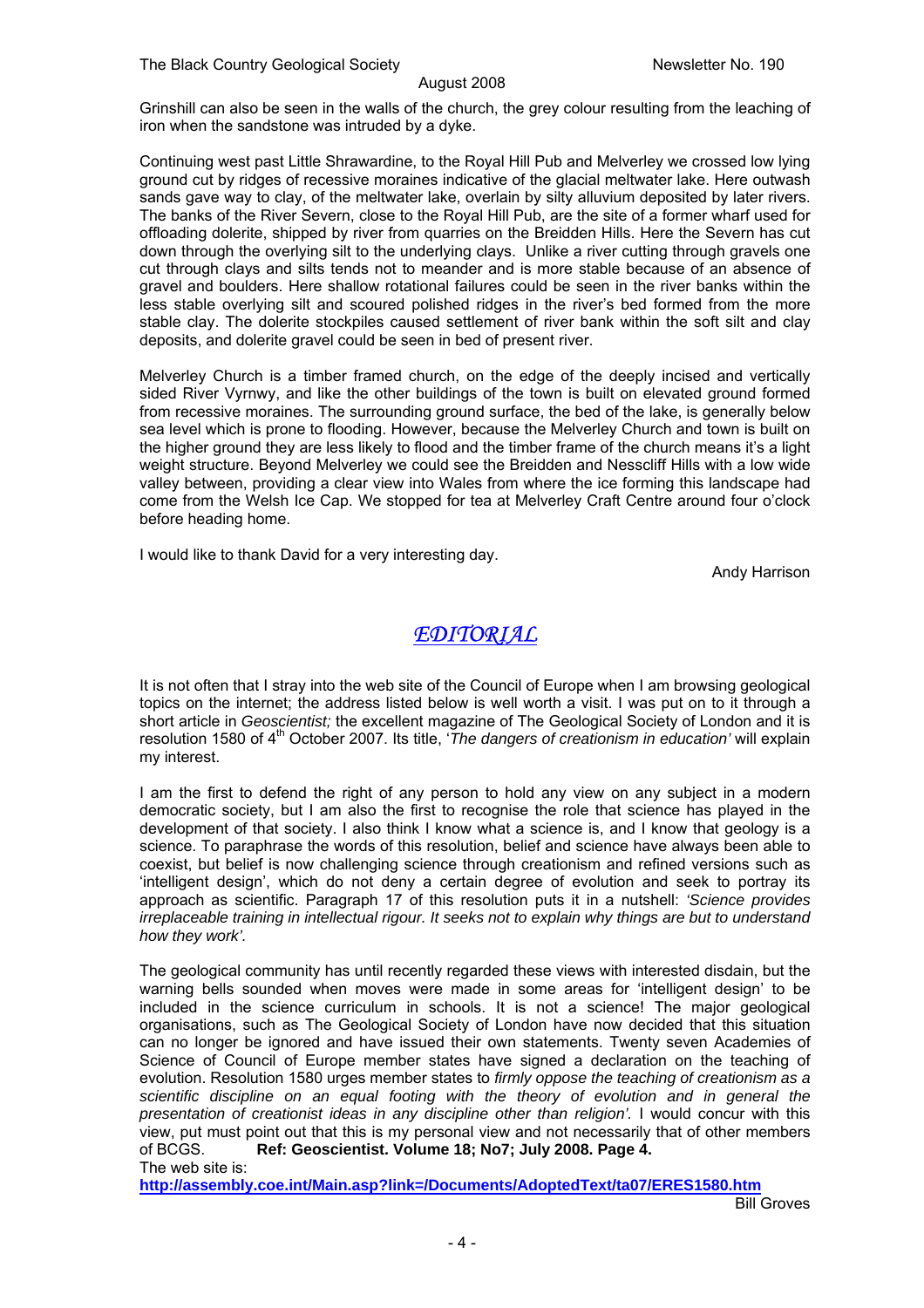Grinshill can also be seen in the walls of the church, the grey colour resulting from the leaching of iron when the sandstone was intruded by a dyke.

Continuing west past Little Shrawardine, to the Royal Hill Pub and Melverley we crossed low lying ground cut by ridges of recessive moraines indicative of the glacial meltwater lake. Here outwash sands gave way to clay, of the meltwater lake, overlain by silty alluvium deposited by later rivers. The banks of the River Severn, close to the Royal Hill Pub, are the site of a former wharf used for offloading dolerite, shipped by river from quarries on the Breidden Hills. Here the Severn has cut down through the overlying silt to the underlying clays. Unlike a river cutting through gravels one cut through clays and silts tends not to meander and is more stable because of an absence of gravel and boulders. Here shallow rotational failures could be seen in the river banks within the less stable overlying silt and scoured polished ridges in the river's bed formed from the more stable clay. The dolerite stockpiles caused settlement of river bank within the soft silt and clay deposits, and dolerite gravel could be seen in bed of present river.

Melverley Church is a timber framed church, on the edge of the deeply incised and vertically sided River Vyrnwy, and like the other buildings of the town is built on elevated ground formed from recessive moraines. The surrounding ground surface, the bed of the lake, is generally below sea level which is prone to flooding. However, because the Melverley Church and town is built on the higher ground they are less likely to flood and the timber frame of the church means it's a light weight structure. Beyond Melverley we could see the Breidden and Nesscliff Hills with a low wide valley between, providing a clear view into Wales from where the ice forming this landscape had come from the Welsh Ice Cap. We stopped for tea at Melverley Craft Centre around four o'clock before heading home.

I would like to thank David for a very interesting day.

Andy Harrison

## *EDITORIAL*

It is not often that I stray into the web site of the Council of Europe when I am browsing geological topics on the internet; the address listed below is well worth a visit. I was put on to it through a short article in *Geoscientist;* the excellent magazine of The Geological Society of London and it is resolution 1580 of 4th October 2007. Its title, '*The dangers of creationism in education'* will explain my interest.

I am the first to defend the right of any person to hold any view on any subject in a modern democratic society, but I am also the first to recognise the role that science has played in the development of that society. I also think I know what a science is, and I know that geology is a science. To paraphrase the words of this resolution, belief and science have always been able to coexist, but belief is now challenging science through creationism and refined versions such as 'intelligent design', which do not deny a certain degree of evolution and seek to portray its approach as scientific. Paragraph 17 of this resolution puts it in a nutshell: *'Science provides irreplaceable training in intellectual rigour. It seeks not to explain why things are but to understand how they work'.*

The geological community has until recently regarded these views with interested disdain, but the warning bells sounded when moves were made in some areas for 'intelligent design' to be included in the science curriculum in schools. It is not a science! The major geological organisations, such as The Geological Society of London have now decided that this situation can no longer be ignored and have issued their own statements. Twenty seven Academies of Science of Council of Europe member states have signed a declaration on the teaching of evolution. Resolution 1580 urges member states to *firmly oppose the teaching of creationism as a scientific discipline on an equal footing with the theory of evolution and in general the presentation of creationist ideas in any discipline other than religion'.* I would concur with this view, put must point out that this is my personal view and not necessarily that of other members of BCGS. **Ref: Geoscientist. Volume 18; No7; July 2008. Page 4.**

The web site is:

**http://assembly.coe.int/Main.asp?link=/Documents/AdoptedText/ta07/ERES1580.htm**

Bill Groves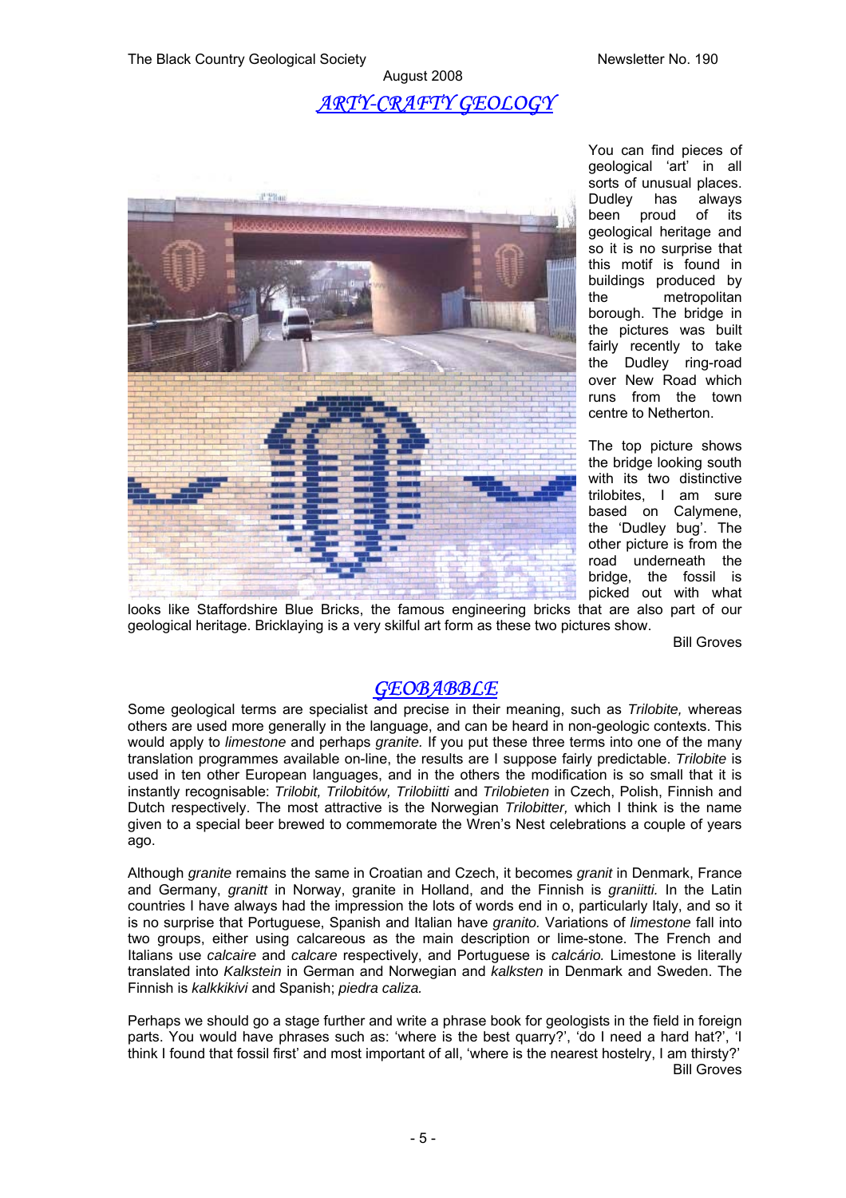## *ARTY-CRAFTY GEOLOGY*

You can find pieces of geological 'art' in all sorts of unusual places. Dudley has always been proud of its geological heritage and so it is no surprise that this motif is found in buildings produced by the metropolitan borough. The bridge in the pictures was built fairly recently to take the Dudley ring-road over New Road which runs from the town centre to Netherton.

The top picture shows the bridge looking south with its two distinctive trilobites, I am sure based on Calymene, the 'Dudley bug'. The other picture is from the road underneath the bridge, the fossil is picked out with what looks like Staffordshire Blue Bricks, the famous engineering bricks that are also part of our geological heritage. Bricklaying is a very skilful art form as these two pictures show.

Bill Groves

## *GEOBABBLE*

Some geological terms are specialist and precise in their meaning, such as *Trilobite,* whereas others are used more generally in the language, and can be heard in non-geologic contexts. This would apply to *limestone* and perhaps *granite.* If you put these three terms into one of the many translation programmes available on-line, the results are I suppose fairly predictable. *Trilobite* is used in ten other European languages, and in the others the modification is so small that it is instantly recognisable: *Trilobit, Trilobitów, Trilobiitti* and *Trilobieten* in Czech, Polish, Finnish and Dutch respectively. The most attractive is the Norwegian *Trilobitter,* which I think is the name given to a special beer brewed to commemorate the Wren's Nest celebrations a couple of years ago.

Although *granite* remains the same in Croatian and Czech, it becomes *granit* in Denmark, France and Germany, *granitt* in Norway, granite in Holland, and the Finnish is *graniitti.* In the Latin countries I have always had the impression the lots of words end in o, particularly Italy, and so it is no surprise that Portuguese, Spanish and Italian have *granito.* Variations of *limestone* fall into two groups, either using calcareous as the main description or lime-stone. The French and Italians use *calcaire* and *calcare* respectively, and Portuguese is *calcário.* Limestone is literally translated into *Kalkstein* in German and Norwegian and *kalksten* in Denmark and Sweden. The Finnish is *kalkkikivi* and Spanish; *piedra caliza.*

Perhaps we should go a stage further and write a phrase book for geologists in the field in foreign parts. You would have phrases such as: 'where is the best quarry?', 'do I need a hard hat?', 'I think I found that fossil first' and most important of all, 'where is the nearest hostelry, I am thirsty?'

Bill Groves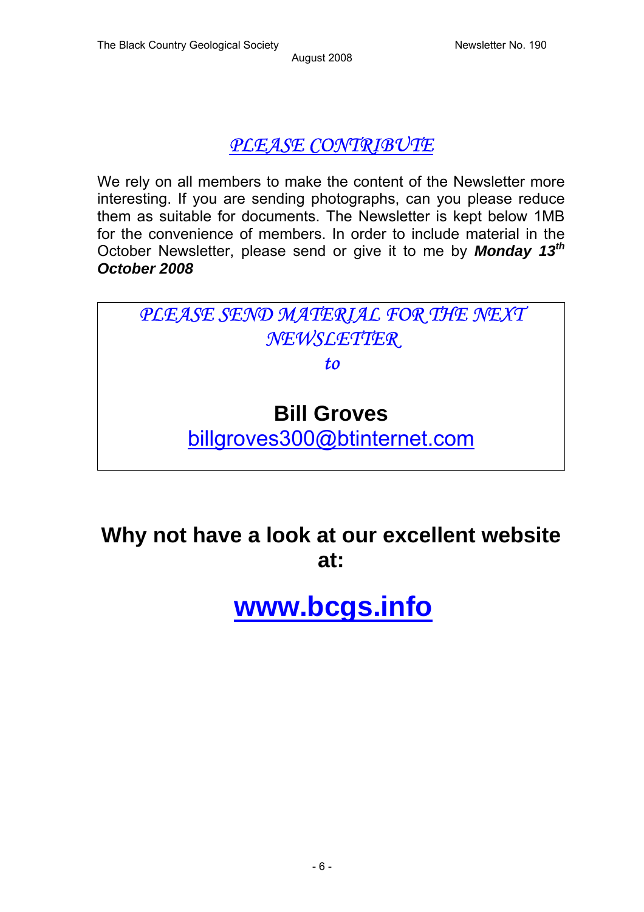## *PLEASE CONTRIBUTE*

We rely on all members to make the content of the Newsletter more interesting. If you are sending photographs, can you please reduce them as suitable for documents. The Newsletter is kept below 1MB for the convenience of members. In order to include material in the October Newsletter, please send or give it to me by ***Monday 13th October 2008***

*PLEASE SEND MATERIAL FOR THE NEXT NEWSLETTER*

*to*

**Bill Groves**

billgroves300@btinternet.com

## Why not have a look at our excellent website at:

# www.bcgs.info